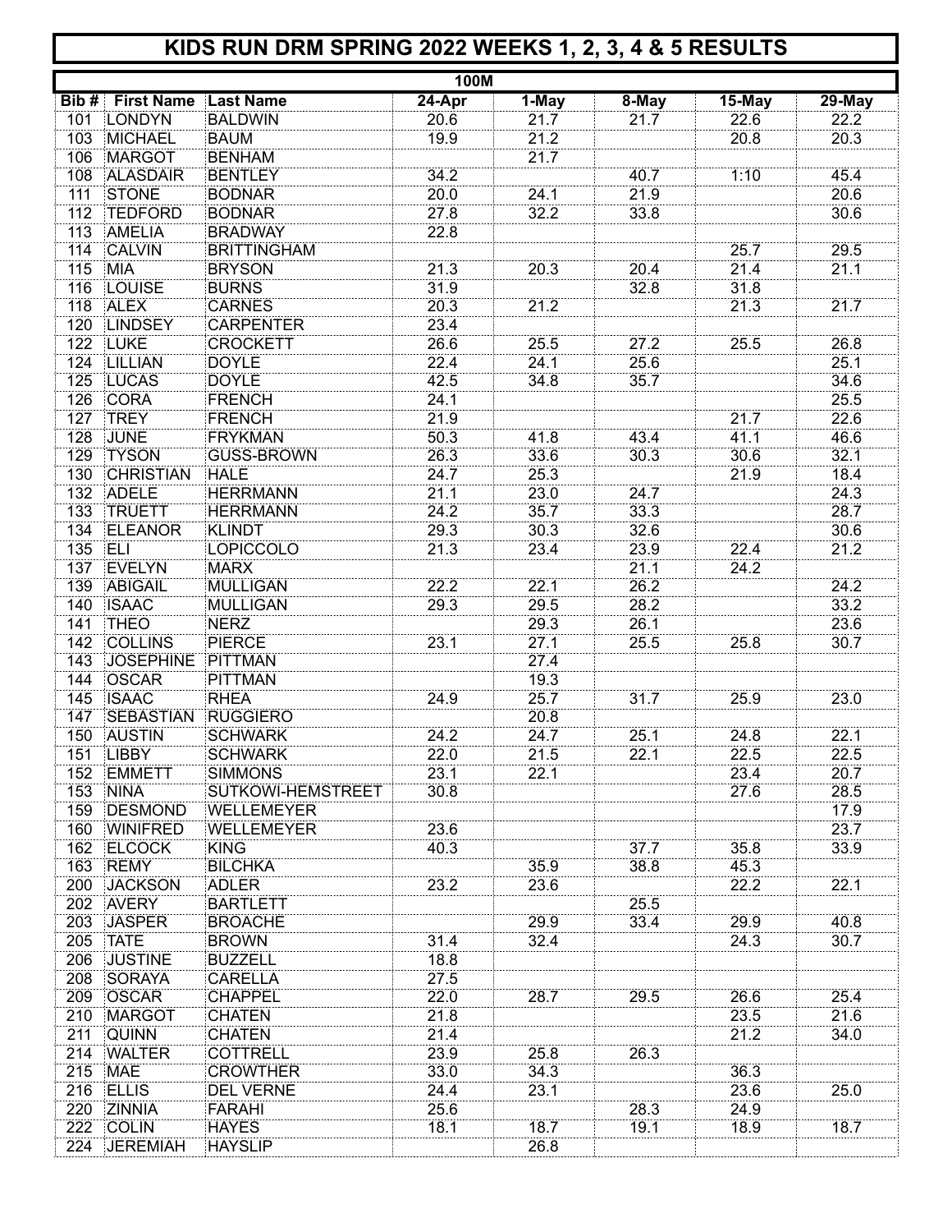# KIDS RUN DRM SPRING 2022 WEEKS 1, 2, 3, 4 & 5 RESULTS

## 100M

| Bib # | First Name | Last Name | 24-Apr | 1-May | 8-May | 15-May | 29-May |
|---|---|---|---|---|---|---|---|
| 101 | LONDYN | BALDWIN | 20.6 | 21.7 | 21.7 | 22.6 | 22.2 |
| 103 | MICHAEL | BAUM | 19.9 | 21.2 | | 20.8 | 20.3 |
| 106 | MARGOT | BENHAM | | 21.7 | | | |
| 108 | ALASDAIR | BENTLEY | 34.2 | | 40.7 | 1:10 | 45.4 |
| 111 | STONE | BODNAR | 20.0 | 24.1 | 21.9 | | 20.6 |
| 112 | TEDFORD | BODNAR | 27.8 | 32.2 | 33.8 | | 30.6 |
| 113 | AMELIA | BRADWAY | 22.8 | | | | |
| 114 | CALVIN | BRITTINGHAM | | | | 25.7 | 29.5 |
| 115 | MIA | BRYSON | 21.3 | 20.3 | 20.4 | 21.4 | 21.1 |
| 116 | LOUISE | BURNS | 31.9 | | 32.8 | 31.8 | |
| 118 | ALEX | CARNES | 20.3 | 21.2 | | 21.3 | 21.7 |
| 120 | LINDSEY | CARPENTER | 23.4 | | | | |
| 122 | LUKE | CROCKETT | 26.6 | 25.5 | 27.2 | 25.5 | 26.8 |
| 124 | LILLIAN | DOYLE | 22.4 | 24.1 | 25.6 | | 25.1 |
| 125 | LUCAS | DOYLE | 42.5 | 34.8 | 35.7 | | 34.6 |
| 126 | CORA | FRENCH | 24.1 | | | | 25.5 |
| 127 | TREY | FRENCH | 21.9 | | | 21.7 | 22.6 |
| 128 | JUNE | FRYKMAN | 50.3 | 41.8 | 43.4 | 41.1 | 46.6 |
| 129 | TYSON | GUSS-BROWN | 26.3 | 33.6 | 30.3 | 30.6 | 32.1 |
| 130 | CHRISTIAN | HALE | 24.7 | 25.3 | | 21.9 | 18.4 |
| 132 | ADELE | HERRMANN | 21.1 | 23.0 | 24.7 | | 24.3 |
| 133 | TRUETT | HERRMANN | 24.2 | 35.7 | 33.3 | | 28.7 |
| 134 | ELEANOR | KLINDT | 29.3 | 30.3 | 32.6 | | 30.6 |
| 135 | ELI | LOPICCOLO | 21.3 | 23.4 | 23.9 | 22.4 | 21.2 |
| 137 | EVELYN | MARX | | | 21.1 | 24.2 | |
| 139 | ABIGAIL | MULLIGAN | 22.2 | 22.1 | 26.2 | | 24.2 |
| 140 | ISAAC | MULLIGAN | 29.3 | 29.5 | 28.2 | | 33.2 |
| 141 | THEO | NERZ | | 29.3 | 26.1 | | 23.6 |
| 142 | COLLINS | PIERCE | 23.1 | 27.1 | 25.5 | 25.8 | 30.7 |
| 143 | JOSEPHINE | PITTMAN | | 27.4 | | | |
| 144 | OSCAR | PITTMAN | | 19.3 | | | |
| 145 | ISAAC | RHEA | 24.9 | 25.7 | 31.7 | 25.9 | 23.0 |
| 147 | SEBASTIAN | RUGGIERO | | 20.8 | | | |
| 150 | AUSTIN | SCHWARK | 24.2 | 24.7 | 25.1 | 24.8 | 22.1 |
| 151 | LIBBY | SCHWARK | 22.0 | 21.5 | 22.1 | 22.5 | 22.5 |
| 152 | EMMETT | SIMMONS | 23.1 | 22.1 | | 23.4 | 20.7 |
| 153 | NINA | SUTKOWI-HEMSTREET | 30.8 | | | 27.6 | 28.5 |
| 159 | DESMOND | WELLEMEYER | | | | | 17.9 |
| 160 | WINIFRED | WELLEMEYER | 23.6 | | | | 23.7 |
| 162 | ELCOCK | KING | 40.3 | | 37.7 | 35.8 | 33.9 |
| 163 | REMY | BILCHKA | | 35.9 | 38.8 | 45.3 | |
| 200 | JACKSON | ADLER | 23.2 | 23.6 | | 22.2 | 22.1 |
| 202 | AVERY | BARTLETT | | | 25.5 | | |
| 203 | JASPER | BROACHE | | 29.9 | 33.4 | 29.9 | 40.8 |
| 205 | TATE | BROWN | 31.4 | 32.4 | | 24.3 | 30.7 |
| 206 | JUSTINE | BUZZELL | 18.8 | | | | |
| 208 | SORAYA | CARELLA | 27.5 | | | | |
| 209 | OSCAR | CHAPPEL | 22.0 | 28.7 | 29.5 | 26.6 | 25.4 |
| 210 | MARGOT | CHATEN | 21.8 | | | 23.5 | 21.6 |
| 211 | QUINN | CHATEN | 21.4 | | | 21.2 | 34.0 |
| 214 | WALTER | COTTRELL | 23.9 | 25.8 | 26.3 | | |
| 215 | MAE | CROWTHER | 33.0 | 34.3 | | 36.3 | |
| 216 | ELLIS | DEL VERNE | 24.4 | 23.1 | | 23.6 | 25.0 |
| 220 | ZINNIA | FARAHI | 25.6 | | 28.3 | 24.9 | |
| 222 | COLIN | HAYES | 18.1 | 18.7 | 19.1 | 18.9 | 18.7 |
| 224 | JEREMIAH | HAYSLIP | | 26.8 | | | |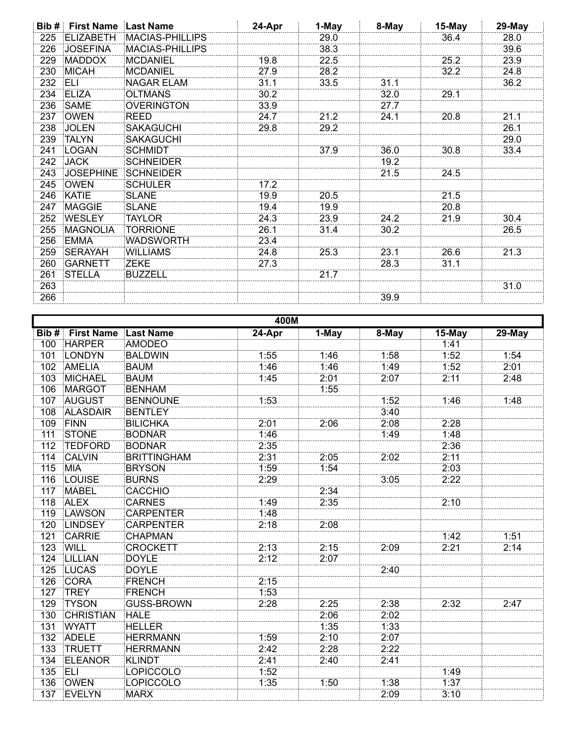| Bib # | First Name | Last Name | 24-Apr | 1-May | 8-May | 15-May | 29-May |
|---|---|---|---|---|---|---|---|
| 225 | ELIZABETH | MACIAS-PHILLIPS | | 29.0 | | 36.4 | 28.0 |
| 226 | JOSEFINA | MACIAS-PHILLIPS | | 38.3 | | | 39.6 |
| 229 | MADDOX | MCDANIEL | 19.8 | 22.5 | | 25.2 | 23.9 |
| 230 | MICAH | MCDANIEL | 27.9 | 28.2 | | 32.2 | 24.8 |
| 232 | ELI | NAGAR ELAM | 31.1 | 33.5 | 31.1 | | 36.2 |
| 234 | ELIZA | OLTMANS | 30.2 | | 32.0 | 29.1 | |
| 236 | SAME | OVERINGTON | 33.9 | | 27.7 | | |
| 237 | OWEN | REED | 24.7 | 21.2 | 24.1 | 20.8 | 21.1 |
| 238 | JOLEN | SAKAGUCHI | 29.8 | 29.2 | | | 26.1 |
| 239 | TALYN | SAKAGUCHI | | | | | 29.0 |
| 241 | LOGAN | SCHMIDT | | 37.9 | 36.0 | 30.8 | 33.4 |
| 242 | JACK | SCHNEIDER | | | 19.2 | | |
| 243 | JOSEPHINE | SCHNEIDER | | | 21.5 | 24.5 | |
| 245 | OWEN | SCHULER | 17.2 | | | | |
| 246 | KATIE | SLANE | 19.9 | 20.5 | | 21.5 | |
| 247 | MAGGIE | SLANE | 19.4 | 19.9 | | 20.8 | |
| 252 | WESLEY | TAYLOR | 24.3 | 23.9 | 24.2 | 21.9 | 30.4 |
| 255 | MAGNOLIA | TORRIONE | 26.1 | 31.4 | 30.2 | | 26.5 |
| 256 | EMMA | WADSWORTH | 23.4 | | | | |
| 259 | SERAYAH | WILLIAMS | 24.8 | 25.3 | 23.1 | 26.6 | 21.3 |
| 260 | GARNETT | ZEKE | 27.3 | | 28.3 | 31.1 | |
| 261 | STELLA | BUZZELL | | 21.7 | | | |
| 263 | | | | | | | 31.0 |
| 266 | | | | | 39.9 | | |

## 400M

| Bib # | First Name | Last Name | 24-Apr | 1-May | 8-May | 15-May | 29-May |
|---|---|---|---|---|---|---|---|
| 100 | HARPER | AMODEO | | | | 1:41 | |
| 101 | LONDYN | BALDWIN | 1:55 | 1:46 | 1:58 | 1:52 | 1:54 |
| 102 | AMELIA | BAUM | 1:46 | 1:46 | 1:49 | 1:52 | 2:01 |
| 103 | MICHAEL | BAUM | 1:45 | 2:01 | 2:07 | 2:11 | 2:48 |
| 106 | MARGOT | BENHAM | | 1:55 | | | |
| 107 | AUGUST | BENNOUNE | 1:53 | | 1:52 | 1:46 | 1:48 |
| 108 | ALASDAIR | BENTLEY | | | 3:40 | | |
| 109 | FINN | BILICHKA | 2:01 | 2:06 | 2:08 | 2:28 | |
| 111 | STONE | BODNAR | 1:46 | | 1:49 | 1:48 | |
| 112 | TEDFORD | BODNAR | 2:35 | | | 2:36 | |
| 114 | CALVIN | BRITTINGHAM | 2:31 | 2:05 | 2:02 | 2:11 | |
| 115 | MIA | BRYSON | 1:59 | 1:54 | | 2:03 | |
| 116 | LOUISE | BURNS | 2:29 | | 3:05 | 2:22 | |
| 117 | MABEL | CACCHIO | | 2:34 | | | |
| 118 | ALEX | CARNES | 1:49 | 2:35 | | 2:10 | |
| 119 | LAWSON | CARPENTER | 1:48 | | | | |
| 120 | LINDSEY | CARPENTER | 2:18 | 2:08 | | | |
| 121 | CARRIE | CHAPMAN | | | | 1:42 | 1:51 |
| 123 | WILL | CROCKETT | 2:13 | 2:15 | 2:09 | 2:21 | 2:14 |
| 124 | LILLIAN | DOYLE | 2:12 | 2:07 | | | |
| 125 | LUCAS | DOYLE | | | 2:40 | | |
| 126 | CORA | FRENCH | 2:15 | | | | |
| 127 | TREY | FRENCH | 1:53 | | | | |
| 129 | TYSON | GUSS-BROWN | 2:28 | 2:25 | 2:38 | 2:32 | 2:47 |
| 130 | CHRISTIAN | HALE | | 2:06 | 2:02 | | |
| 131 | WYATT | HELLER | | 1:35 | 1:33 | | |
| 132 | ADELE | HERRMANN | 1:59 | 2:10 | 2:07 | | |
| 133 | TRUETT | HERRMANN | 2:42 | 2:28 | 2:22 | | |
| 134 | ELEANOR | KLINDT | 2:41 | 2:40 | 2:41 | | |
| 135 | ELI | LOPICCOLO | 1:52 | | | 1:49 | |
| 136 | OWEN | LOPICCOLO | 1:35 | 1:50 | 1:38 | 1:37 | |
| 137 | EVELYN | MARX | | | 2:09 | 3:10 | |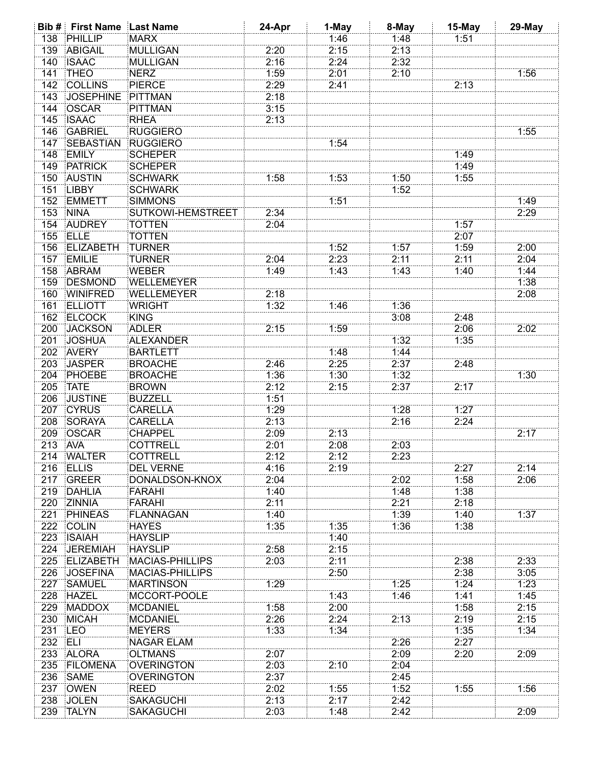| Bib # | First Name | Last Name | 24-Apr | 1-May | 8-May | 15-May | 29-May |
|---|---|---|---|---|---|---|---|
| 138 | PHILLIP | MARX | | 1:46 | 1:48 | 1:51 | |
| 139 | ABIGAIL | MULLIGAN | 2:20 | 2:15 | 2:13 | | |
| 140 | ISAAC | MULLIGAN | 2:16 | 2:24 | 2:32 | | |
| 141 | THEO | NERZ | 1:59 | 2:01 | 2:10 | | 1:56 |
| 142 | COLLINS | PIERCE | 2:29 | 2:41 | | 2:13 | |
| 143 | JOSEPHINE | PITTMAN | 2:18 | | | | |
| 144 | OSCAR | PITTMAN | 3:15 | | | | |
| 145 | ISAAC | RHEA | 2:13 | | | | |
| 146 | GABRIEL | RUGGIERO | | | | | 1:55 |
| 147 | SEBASTIAN | RUGGIERO | | 1:54 | | | |
| 148 | EMILY | SCHEPER | | | | 1:49 | |
| 149 | PATRICK | SCHEPER | | | | 1:49 | |
| 150 | AUSTIN | SCHWARK | 1:58 | 1:53 | 1:50 | 1:55 | |
| 151 | LIBBY | SCHWARK | | | 1:52 | | |
| 152 | EMMETT | SIMMONS | | 1:51 | | | 1:49 |
| 153 | NINA | SUTKOWI-HEMSTREET | 2:34 | | | | 2:29 |
| 154 | AUDREY | TOTTEN | 2:04 | | | 1:57 | |
| 155 | ELLE | TOTTEN | | | | 2:07 | |
| 156 | ELIZABETH | TURNER | | 1:52 | 1:57 | 1:59 | 2:00 |
| 157 | EMILIE | TURNER | 2:04 | 2:23 | 2:11 | 2:11 | 2:04 |
| 158 | ABRAM | WEBER | 1:49 | 1:43 | 1:43 | 1:40 | 1:44 |
| 159 | DESMOND | WELLEMEYER | | | | | 1:38 |
| 160 | WINIFRED | WELLEMEYER | 2:18 | | | | 2:08 |
| 161 | ELLIOTT | WRIGHT | 1:32 | 1:46 | 1:36 | | |
| 162 | ELCOCK | KING | | | 3:08 | 2:48 | |
| 200 | JACKSON | ADLER | 2:15 | 1:59 | | 2:06 | 2:02 |
| 201 | JOSHUA | ALEXANDER | | | 1:32 | 1:35 | |
| 202 | AVERY | BARTLETT | | 1:48 | 1:44 | | |
| 203 | JASPER | BROACHE | 2:46 | 2:25 | 2:37 | 2:48 | |
| 204 | PHOEBE | BROACHE | 1:36 | 1:30 | 1:32 | | 1:30 |
| 205 | TATE | BROWN | 2:12 | 2:15 | 2:37 | 2:17 | |
| 206 | JUSTINE | BUZZELL | 1:51 | | | | |
| 207 | CYRUS | CARELLA | 1:29 | | 1:28 | 1:27 | |
| 208 | SORAYA | CARELLA | 2:13 | | 2:16 | 2:24 | |
| 209 | OSCAR | CHAPPEL | 2:09 | 2:13 | | | 2:17 |
| 213 | AVA | COTTRELL | 2:01 | 2:08 | 2:03 | | |
| 214 | WALTER | COTTRELL | 2:12 | 2:12 | 2:23 | | |
| 216 | ELLIS | DEL VERNE | 4:16 | 2:19 | | 2:27 | 2:14 |
| 217 | GREER | DONALDSON-KNOX | 2:04 | | 2:02 | 1:58 | 2:06 |
| 219 | DAHLIA | FARAHI | 1:40 | | 1:48 | 1:38 | |
| 220 | ZINNIA | FARAHI | 2:11 | | 2:21 | 2:18 | |
| 221 | PHINEAS | FLANNAGAN | 1:40 | | 1:39 | 1:40 | 1:37 |
| 222 | COLIN | HAYES | 1:35 | 1:35 | 1:36 | 1:38 | |
| 223 | ISAIAH | HAYSLIP | | 1:40 | | | |
| 224 | JEREMIAH | HAYSLIP | 2:58 | 2:15 | | | |
| 225 | ELIZABETH | MACIAS-PHILLIPS | 2:03 | 2:11 | | 2:38 | 2:33 |
| 226 | JOSEFINA | MACIAS-PHILLIPS | | 2:50 | | 2:38 | 3:05 |
| 227 | SAMUEL | MARTINSON | 1:29 | | 1:25 | 1:24 | 1:23 |
| 228 | HAZEL | MCCORT-POOLE | | 1:43 | 1:46 | 1:41 | 1:45 |
| 229 | MADDOX | MCDANIEL | 1:58 | 2:00 | | 1:58 | 2:15 |
| 230 | MICAH | MCDANIEL | 2:26 | 2:24 | 2:13 | 2:19 | 2:15 |
| 231 | LEO | MEYERS | 1:33 | 1:34 | | 1:35 | 1:34 |
| 232 | ELI | NAGAR ELAM | | | 2:26 | 2:27 | |
| 233 | ALORA | OLTMANS | 2:07 | | 2:09 | 2:20 | 2:09 |
| 235 | FILOMENA | OVERINGTON | 2:03 | 2:10 | 2:04 | | |
| 236 | SAME | OVERINGTON | 2:37 | | 2:45 | | |
| 237 | OWEN | REED | 2:02 | 1:55 | 1:52 | 1:55 | 1:56 |
| 238 | JOLEN | SAKAGUCHI | 2:13 | 2:17 | 2:42 | | |
| 239 | TALYN | SAKAGUCHI | 2:03 | 1:48 | 2:42 | | 2:09 |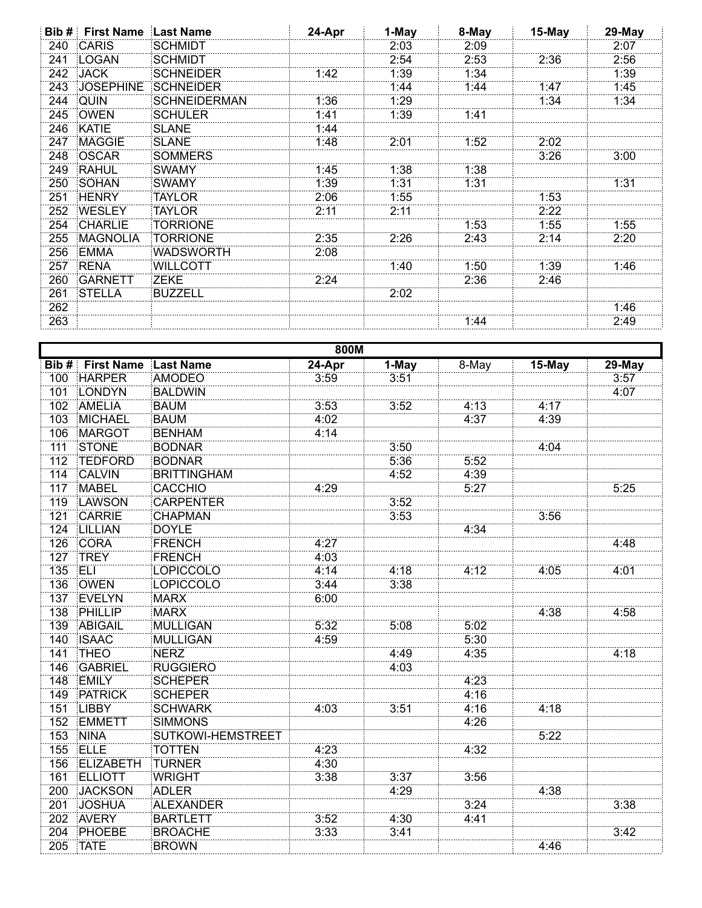| Bib # | First Name | Last Name | 24-Apr | 1-May | 8-May | 15-May | 29-May |
|---|---|---|---|---|---|---|---|
| 240 | CARIS | SCHMIDT | | 2:03 | 2:09 | | 2:07 |
| 241 | LOGAN | SCHMIDT | | 2:54 | 2:53 | 2:36 | 2:56 |
| 242 | JACK | SCHNEIDER | 1:42 | 1:39 | 1:34 | | 1:39 |
| 243 | JOSEPHINE | SCHNEIDER | | 1:44 | 1:44 | 1:47 | 1:45 |
| 244 | QUIN | SCHNEIDERMAN | 1:36 | 1:29 | | 1:34 | 1:34 |
| 245 | OWEN | SCHULER | 1:41 | 1:39 | 1:41 | | |
| 246 | KATIE | SLANE | 1:44 | | | | |
| 247 | MAGGIE | SLANE | 1:48 | 2:01 | 1:52 | 2:02 | |
| 248 | OSCAR | SOMMERS | | | | 3:26 | 3:00 |
| 249 | RAHUL | SWAMY | 1:45 | 1:38 | 1:38 | | |
| 250 | SOHAN | SWAMY | 1:39 | 1:31 | 1:31 | | 1:31 |
| 251 | HENRY | TAYLOR | 2:06 | 1:55 | | 1:53 | |
| 252 | WESLEY | TAYLOR | 2:11 | 2:11 | | 2:22 | |
| 254 | CHARLIE | TORRIONE | | | 1:53 | 1:55 | 1:55 |
| 255 | MAGNOLIA | TORRIONE | 2:35 | 2:26 | 2:43 | 2:14 | 2:20 |
| 256 | EMMA | WADSWORTH | 2:08 | | | | |
| 257 | RENA | WILLCOTT | | 1:40 | 1:50 | 1:39 | 1:46 |
| 260 | GARNETT | ZEKE | 2:24 | | 2:36 | 2:46 | |
| 261 | STELLA | BUZZELL | | 2:02 | | | |
| 262 | | | | | | | 1:46 |
| 263 | | | | | 1:44 | | 2:49 |

## 800M

| Bib # | First Name | Last Name | 24-Apr | 1-May | 8-May | 15-May | 29-May |
|---|---|---|---|---|---|---|---|
| 100 | HARPER | AMODEO | 3:59 | 3:51 | | | 3:57 |
| 101 | LONDYN | BALDWIN | | | | | 4:07 |
| 102 | AMELIA | BAUM | 3:53 | 3:52 | 4:13 | 4:17 | |
| 103 | MICHAEL | BAUM | 4:02 | | 4:37 | 4:39 | |
| 106 | MARGOT | BENHAM | 4:14 | | | | |
| 111 | STONE | BODNAR | | 3:50 | | 4:04 | |
| 112 | TEDFORD | BODNAR | | 5:36 | 5:52 | | |
| 114 | CALVIN | BRITTINGHAM | | 4:52 | 4:39 | | |
| 117 | MABEL | CACCHIO | 4:29 | | 5:27 | | 5:25 |
| 119 | LAWSON | CARPENTER | | 3:52 | | | |
| 121 | CARRIE | CHAPMAN | | 3:53 | | 3:56 | |
| 124 | LILLIAN | DOYLE | | | 4:34 | | |
| 126 | CORA | FRENCH | 4:27 | | | | 4:48 |
| 127 | TREY | FRENCH | 4:03 | | | | |
| 135 | ELI | LOPICCOLO | 4:14 | 4:18 | 4:12 | 4:05 | 4:01 |
| 136 | OWEN | LOPICCOLO | 3:44 | 3:38 | | | |
| 137 | EVELYN | MARX | 6:00 | | | | |
| 138 | PHILLIP | MARX | | | | 4:38 | 4:58 |
| 139 | ABIGAIL | MULLIGAN | 5:32 | 5:08 | 5:02 | | |
| 140 | ISAAC | MULLIGAN | 4:59 | | 5:30 | | |
| 141 | THEO | NERZ | | 4:49 | 4:35 | | 4:18 |
| 146 | GABRIEL | RUGGIERO | | 4:03 | | | |
| 148 | EMILY | SCHEPER | | | 4:23 | | |
| 149 | PATRICK | SCHEPER | | | 4:16 | | |
| 151 | LIBBY | SCHWARK | 4:03 | 3:51 | 4:16 | 4:18 | |
| 152 | EMMETT | SIMMONS | | | 4:26 | | |
| 153 | NINA | SUTKOWI-HEMSTREET | | | | 5:22 | |
| 155 | ELLE | TOTTEN | 4:23 | | 4:32 | | |
| 156 | ELIZABETH | TURNER | 4:30 | | | | |
| 161 | ELLIOTT | WRIGHT | 3:38 | 3:37 | 3:56 | | |
| 200 | JACKSON | ADLER | | 4:29 | | 4:38 | |
| 201 | JOSHUA | ALEXANDER | | | 3:24 | | 3:38 |
| 202 | AVERY | BARTLETT | 3:52 | 4:30 | 4:41 | | |
| 204 | PHOEBE | BROACHE | 3:33 | 3:41 | | | 3:42 |
| 205 | TATE | BROWN | | | | 4:46 | |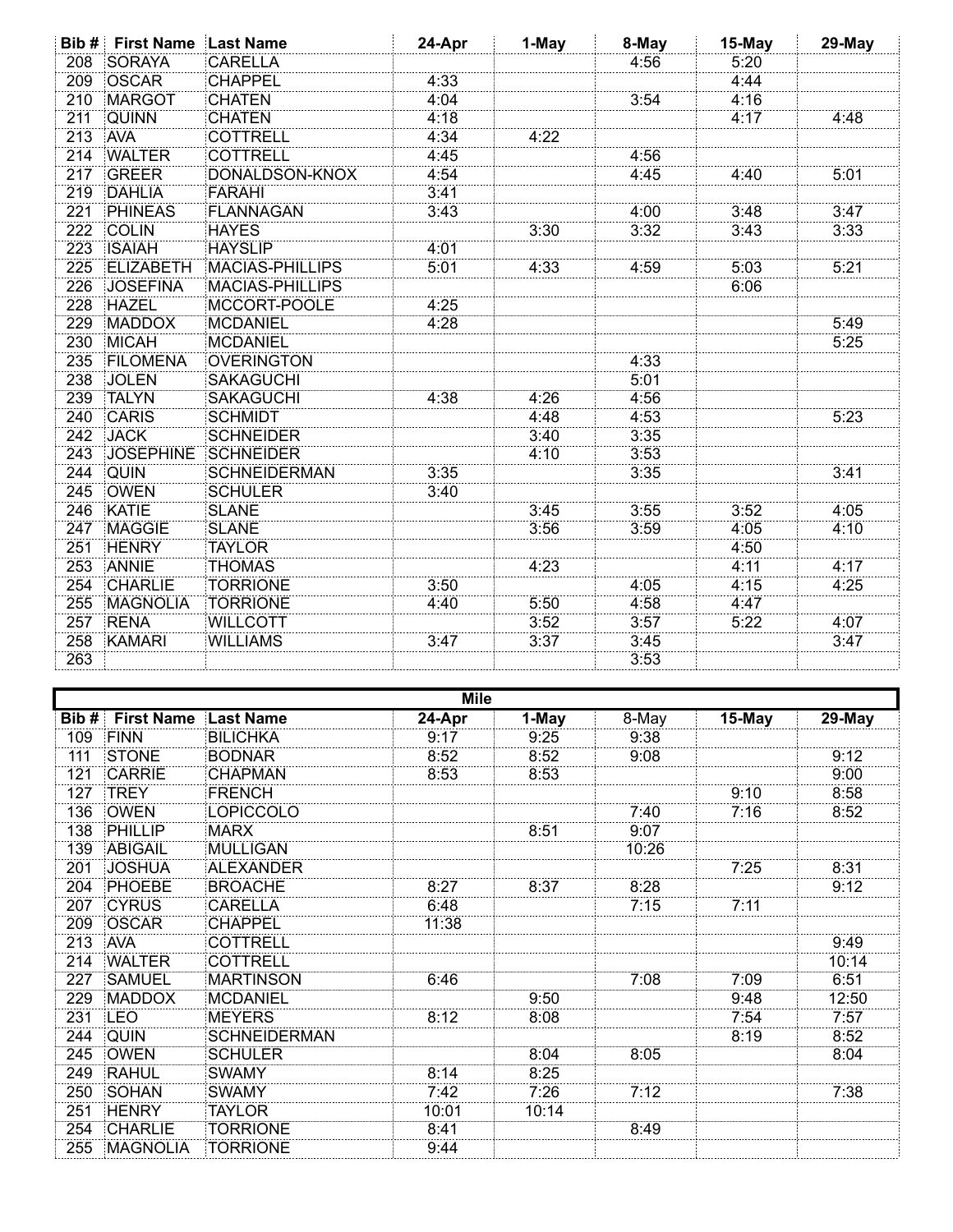| Bib # | First Name | Last Name | 24-Apr | 1-May | 8-May | 15-May | 29-May |
|---|---|---|---|---|---|---|---|
| 208 | SORAYA | CARELLA | | | 4:56 | 5:20 | |
| 209 | OSCAR | CHAPPEL | 4:33 | | | 4:44 | |
| 210 | MARGOT | CHATEN | 4:04 | | 3:54 | 4:16 | |
| 211 | QUINN | CHATEN | 4:18 | | | 4:17 | 4:48 |
| 213 | AVA | COTTRELL | 4:34 | 4:22 | | | |
| 214 | WALTER | COTTRELL | 4:45 | | 4:56 | | |
| 217 | GREER | DONALDSON-KNOX | 4:54 | | 4:45 | 4:40 | 5:01 |
| 219 | DAHLIA | FARAHI | 3:41 | | | | |
| 221 | PHINEAS | FLANNAGAN | 3:43 | | 4:00 | 3:48 | 3:47 |
| 222 | COLIN | HAYES | | 3:30 | 3:32 | 3:43 | 3:33 |
| 223 | ISAIAH | HAYSLIP | 4:01 | | | | |
| 225 | ELIZABETH | MACIAS-PHILLIPS | 5:01 | 4:33 | 4:59 | 5:03 | 5:21 |
| 226 | JOSEFINA | MACIAS-PHILLIPS | | | | 6:06 | |
| 228 | HAZEL | MCCORT-POOLE | 4:25 | | | | |
| 229 | MADDOX | MCDANIEL | 4:28 | | | | 5:49 |
| 230 | MICAH | MCDANIEL | | | | | 5:25 |
| 235 | FILOMENA | OVERINGTON | | | 4:33 | | |
| 238 | JOLEN | SAKAGUCHI | | | 5:01 | | |
| 239 | TALYN | SAKAGUCHI | 4:38 | 4:26 | 4:56 | | |
| 240 | CARIS | SCHMIDT | | 4:48 | 4:53 | | 5:23 |
| 242 | JACK | SCHNEIDER | | 3:40 | 3:35 | | |
| 243 | JOSEPHINE | SCHNEIDER | | 4:10 | 3:53 | | |
| 244 | QUIN | SCHNEIDERMAN | 3:35 | | 3:35 | | 3:41 |
| 245 | OWEN | SCHULER | 3:40 | | | | |
| 246 | KATIE | SLANE | | 3:45 | 3:55 | 3:52 | 4:05 |
| 247 | MAGGIE | SLANE | | 3:56 | 3:59 | 4:05 | 4:10 |
| 251 | HENRY | TAYLOR | | | | 4:50 | |
| 253 | ANNIE | THOMAS | | 4:23 | | 4:11 | 4:17 |
| 254 | CHARLIE | TORRIONE | 3:50 | | 4:05 | 4:15 | 4:25 |
| 255 | MAGNOLIA | TORRIONE | 4:40 | 5:50 | 4:58 | 4:47 | |
| 257 | RENA | WILLCOTT | | 3:52 | 3:57 | 5:22 | 4:07 |
| 258 | KAMARI | WILLIAMS | 3:47 | 3:37 | 3:45 | | 3:47 |
| 263 | | | | | 3:53 | | |

**Mile**

| Bib # | First Name | Last Name | 24-Apr | 1-May | 8-May | 15-May | 29-May |
|---|---|---|---|---|---|---|---|
| 109 | FINN | BILICHKA | 9:17 | 9:25 | 9:38 | | |
| 111 | STONE | BODNAR | 8:52 | 8:52 | 9:08 | | 9:12 |
| 121 | CARRIE | CHAPMAN | 8:53 | 8:53 | | | 9:00 |
| 127 | TREY | FRENCH | | | | 9:10 | 8:58 |
| 136 | OWEN | LOPICCOLO | | | 7:40 | 7:16 | 8:52 |
| 138 | PHILLIP | MARX | | 8:51 | 9:07 | | |
| 139 | ABIGAIL | MULLIGAN | | | 10:26 | | |
| 201 | JOSHUA | ALEXANDER | | | | 7:25 | 8:31 |
| 204 | PHOEBE | BROACHE | 8:27 | 8:37 | 8:28 | | 9:12 |
| 207 | CYRUS | CARELLA | 6:48 | | 7:15 | 7:11 | |
| 209 | OSCAR | CHAPPEL | 11:38 | | | | |
| 213 | AVA | COTTRELL | | | | | 9:49 |
| 214 | WALTER | COTTRELL | | | | | 10:14 |
| 227 | SAMUEL | MARTINSON | 6:46 | | 7:08 | 7:09 | 6:51 |
| 229 | MADDOX | MCDANIEL | | 9:50 | | 9:48 | 12:50 |
| 231 | LEO | MEYERS | 8:12 | 8:08 | | 7:54 | 7:57 |
| 244 | QUIN | SCHNEIDERMAN | | | | 8:19 | 8:52 |
| 245 | OWEN | SCHULER | | 8:04 | 8:05 | | 8:04 |
| 249 | RAHUL | SWAMY | 8:14 | 8:25 | | | |
| 250 | SOHAN | SWAMY | 7:42 | 7:26 | 7:12 | | 7:38 |
| 251 | HENRY | TAYLOR | 10:01 | 10:14 | | | |
| 254 | CHARLIE | TORRIONE | 8:41 | | 8:49 | | |
| 255 | MAGNOLIA | TORRIONE | 9:44 | | | | |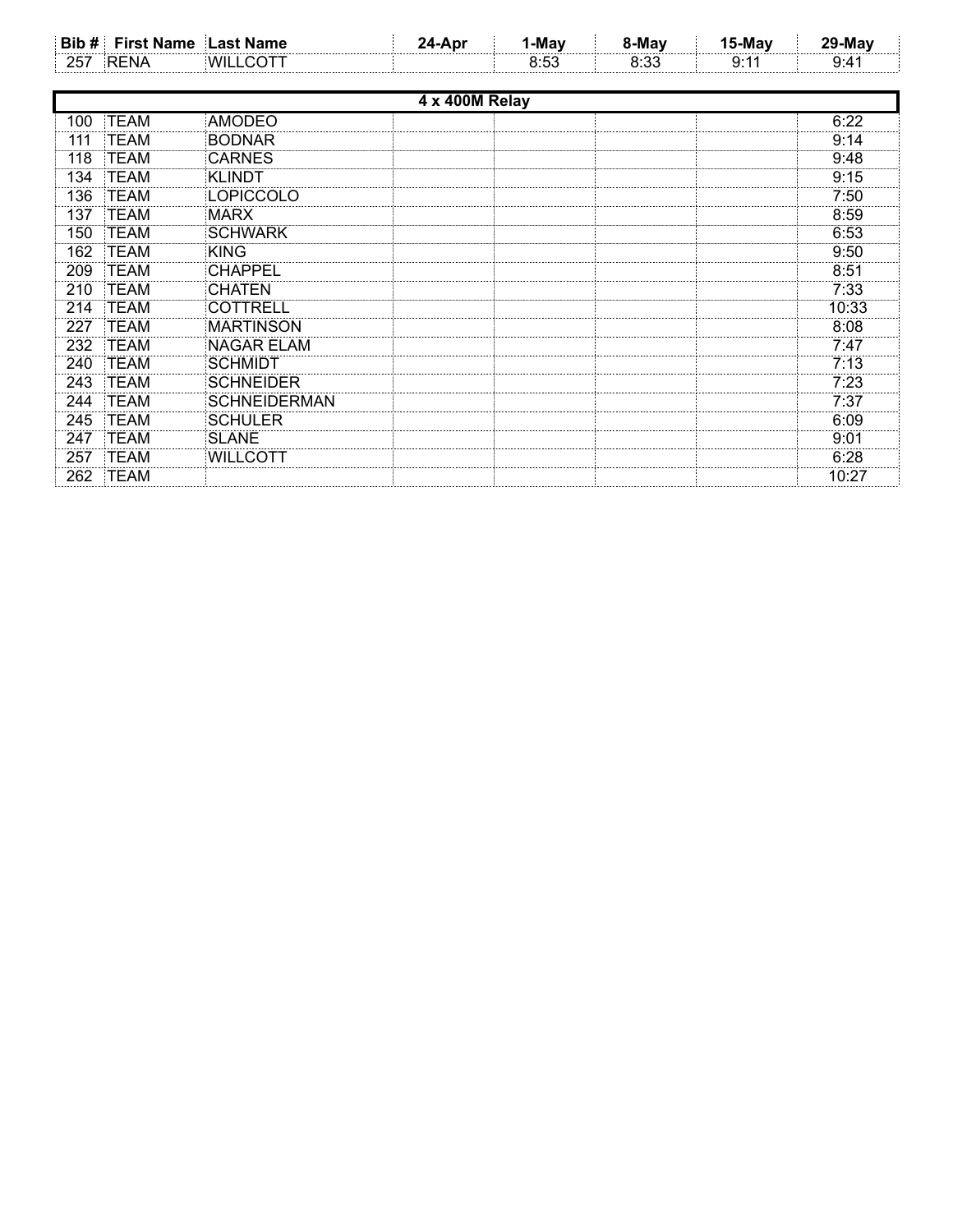| Bib # | First Name | Last Name | 24-Apr | 1-May | 8-May | 15-May | 29-May |
|---|---|---|---|---|---|---|---|
| 257 | RENA | WILLCOTT | | 8:53 | 8:33 | 9:11 | 9:41 |

**4 x 400M Relay**

| Bib # | First Name | Last Name | 24-Apr | 1-May | 8-May | 15-May | 29-May |
|---|---|---|---|---|---|---|---|
| 100 | TEAM | AMODEO | | | | | 6:22 |
| 111 | TEAM | BODNAR | | | | | 9:14 |
| 118 | TEAM | CARNES | | | | | 9:48 |
| 134 | TEAM | KLINDT | | | | | 9:15 |
| 136 | TEAM | LOPICCOLO | | | | | 7:50 |
| 137 | TEAM | MARX | | | | | 8:59 |
| 150 | TEAM | SCHWARK | | | | | 6:53 |
| 162 | TEAM | KING | | | | | 9:50 |
| 209 | TEAM | CHAPPEL | | | | | 8:51 |
| 210 | TEAM | CHATEN | | | | | 7:33 |
| 214 | TEAM | COTTRELL | | | | | 10:33 |
| 227 | TEAM | MARTINSON | | | | | 8:08 |
| 232 | TEAM | NAGAR ELAM | | | | | 7:47 |
| 240 | TEAM | SCHMIDT | | | | | 7:13 |
| 243 | TEAM | SCHNEIDER | | | | | 7:23 |
| 244 | TEAM | SCHNEIDERMAN | | | | | 7:37 |
| 245 | TEAM | SCHULER | | | | | 6:09 |
| 247 | TEAM | SLANE | | | | | 9:01 |
| 257 | TEAM | WILLCOTT | | | | | 6:28 |
| 262 | TEAM | | | | | | 10:27 |